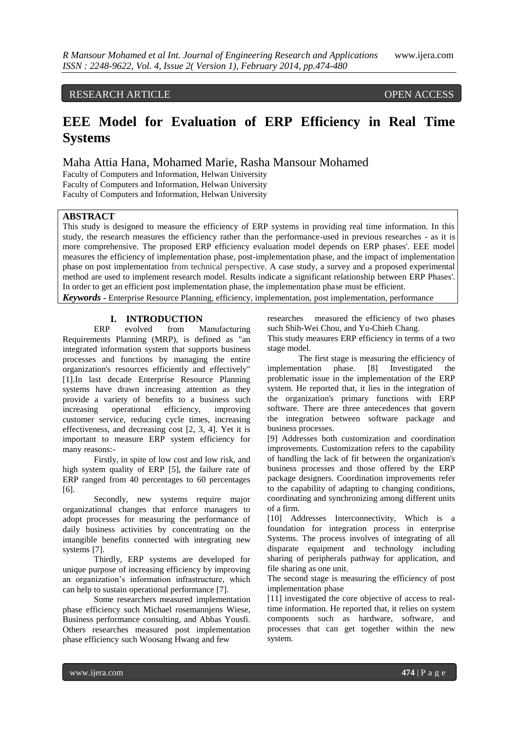RESEARCH ARTICLE OPEN ACCESS

# EEE Model for Evaluation of ERP Efficiency in Real Time Systems

Maha Attia Hana, Mohamed Marie, Rasha Mansour Mohamed

Faculty of Computers and Information, Helwan University
Faculty of Computers and Information, Helwan University
Faculty of Computers and Information, Helwan University

## ABSTRACT

This study is designed to measure the efficiency of ERP systems in providing real time information. In this study, the research measures the efficiency rather than the performance-used in previous researches - as it is more comprehensive. The proposed ERP efficiency evaluation model depends on ERP phases'. EEE model measures the efficiency of implementation phase, post-implementation phase, and the impact of implementation phase on post implementation from technical perspective. A case study, a survey and a proposed experimental method are used to implement research model. Results indicate a significant relationship between ERP Phases'. In order to get an efficient post implementation phase, the implementation phase must be efficient.

***Keywords*** **-** Enterprise Resource Planning, efficiency, implementation, post implementation, performance

## I. INTRODUCTION

ERP evolved from Manufacturing Requirements Planning (MRP), is defined as "an integrated information system that supports business processes and functions by managing the entire organization's resources efficiently and effectively" [1].In last decade Enterprise Resource Planning systems have drawn increasing attention as they provide a variety of benefits to a business such increasing operational efficiency, improving customer service, reducing cycle times, increasing effectiveness, and decreasing cost [2, 3, 4]. Yet it is important to measure ERP system efficiency for many reasons:-

Firstly, in spite of low cost and low risk, and high system quality of ERP [5], the failure rate of ERP ranged from 40 percentages to 60 percentages [6].

Secondly, new systems require major organizational changes that enforce managers to adopt processes for measuring the performance of daily business activities by concentrating on the intangible benefits connected with integrating new systems [7].

Thirdly, ERP systems are developed for unique purpose of increasing efficiency by improving an organization's information infrastructure, which can help to sustain operational performance [7].

Some researchers measured implementation phase efficiency such Michael rosemannjens Wiese, Business performance consulting, and Abbas Yousfi. Others researches measured post implementation phase efficiency such Woosang Hwang and few researches measured the efficiency of two phases such Shih-Wei Chou, and Yu-Chieh Chang.

This study measures ERP efficiency in terms of a two stage model.

The first stage is measuring the efficiency of implementation phase. [8] Investigated the problematic issue in the implementation of the ERP system. He reported that, it lies in the integration of the organization's primary functions with ERP software. There are three antecedences that govern the integration between software package and business processes.

[9] Addresses both customization and coordination improvements. Customization refers to the capability of handling the lack of fit between the organization's business processes and those offered by the ERP package designers. Coordination improvements refer to the capability of adapting to changing conditions, coordinating and synchronizing among different units of a firm.

[10] Addresses Interconnectivity, Which is a foundation for integration process in enterprise Systems. The process involves of integrating of all disparate equipment and technology including sharing of peripherals pathway for application, and file sharing as one unit.

The second stage is measuring the efficiency of post implementation phase

[11] investigated the core objective of access to real-time information. He reported that, it relies on system components such as hardware, software, and processes that can get together within the new system.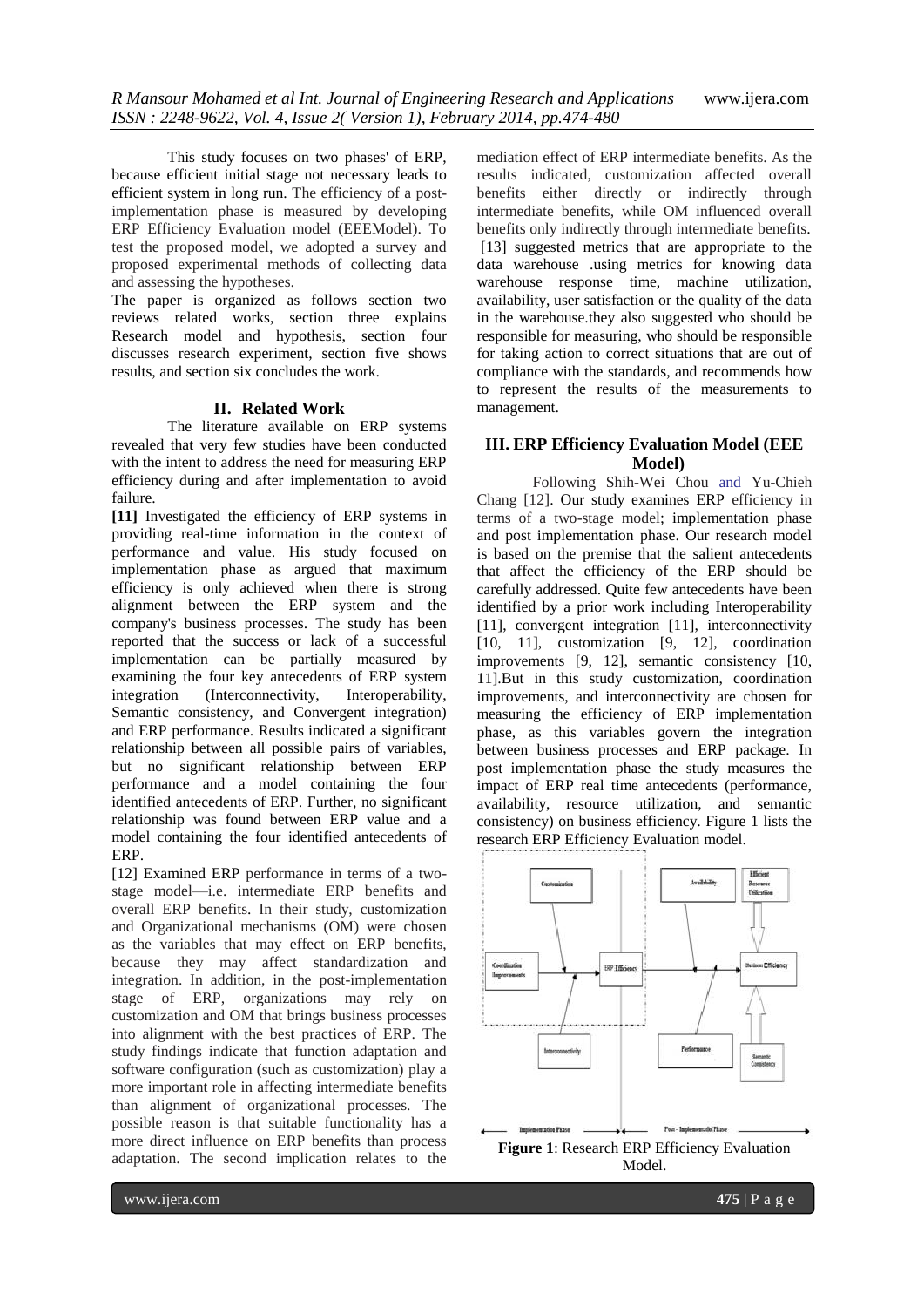This study focuses on two phases' of ERP, because efficient initial stage not necessary leads to efficient system in long run. The efficiency of a post-implementation phase is measured by developing ERP Efficiency Evaluation model (EEEModel). To test the proposed model, we adopted a survey and proposed experimental methods of collecting data and assessing the hypotheses.

The paper is organized as follows section two reviews related works, section three explains Research model and hypothesis, section four discusses research experiment, section five shows results, and section six concludes the work.

## II. Related Work

The literature available on ERP systems revealed that very few studies have been conducted with the intent to address the need for measuring ERP efficiency during and after implementation to avoid failure.

**[11]** Investigated the efficiency of ERP systems in providing real-time information in the context of performance and value. His study focused on implementation phase as argued that maximum efficiency is only achieved when there is strong alignment between the ERP system and the company's business processes. The study has been reported that the success or lack of a successful implementation can be partially measured by examining the four key antecedents of ERP system integration (Interconnectivity, Interoperability, Semantic consistency, and Convergent integration) and ERP performance. Results indicated a significant relationship between all possible pairs of variables, but no significant relationship between ERP performance and a model containing the four identified antecedents of ERP. Further, no significant relationship was found between ERP value and a model containing the four identified antecedents of ERP.

[12] Examined ERP performance in terms of a two-stage model—i.e. intermediate ERP benefits and overall ERP benefits. In their study, customization and Organizational mechanisms (OM) were chosen as the variables that may effect on ERP benefits, because they may affect standardization and integration. In addition, in the post-implementation stage of ERP, organizations may rely on customization and OM that brings business processes into alignment with the best practices of ERP. The study findings indicate that function adaptation and software configuration (such as customization) play a more important role in affecting intermediate benefits than alignment of organizational processes. The possible reason is that suitable functionality has a more direct influence on ERP benefits than process adaptation. The second implication relates to the mediation effect of ERP intermediate benefits. As the results indicated, customization affected overall benefits either directly or indirectly through intermediate benefits, while OM influenced overall benefits only indirectly through intermediate benefits.

[13] suggested metrics that are appropriate to the data warehouse .using metrics for knowing data warehouse response time, machine utilization, availability, user satisfaction or the quality of the data in the warehouse.they also suggested who should be responsible for measuring, who should be responsible for taking action to correct situations that are out of compliance with the standards, and recommends how to represent the results of the measurements to management.

## III. ERP Efficiency Evaluation Model (EEE Model)

Following Shih-Wei Chou and Yu-Chieh Chang [12]. Our study examines ERP efficiency in terms of a two-stage model; implementation phase and post implementation phase. Our research model is based on the premise that the salient antecedents that affect the efficiency of the ERP should be carefully addressed. Quite few antecedents have been identified by a prior work including Interoperability [11], convergent integration [11], interconnectivity [10, 11], customization [9, 12], coordination improvements [9, 12], semantic consistency [10, 11].But in this study customization, coordination improvements, and interconnectivity are chosen for measuring the efficiency of ERP implementation phase, as this variables govern the integration between business processes and ERP package. In post implementation phase the study measures the impact of ERP real time antecedents (performance, availability, resource utilization, and semantic consistency) on business efficiency. Figure 1 lists the research ERP Efficiency Evaluation model.

**Figure 1**: Research ERP Efficiency Evaluation Model.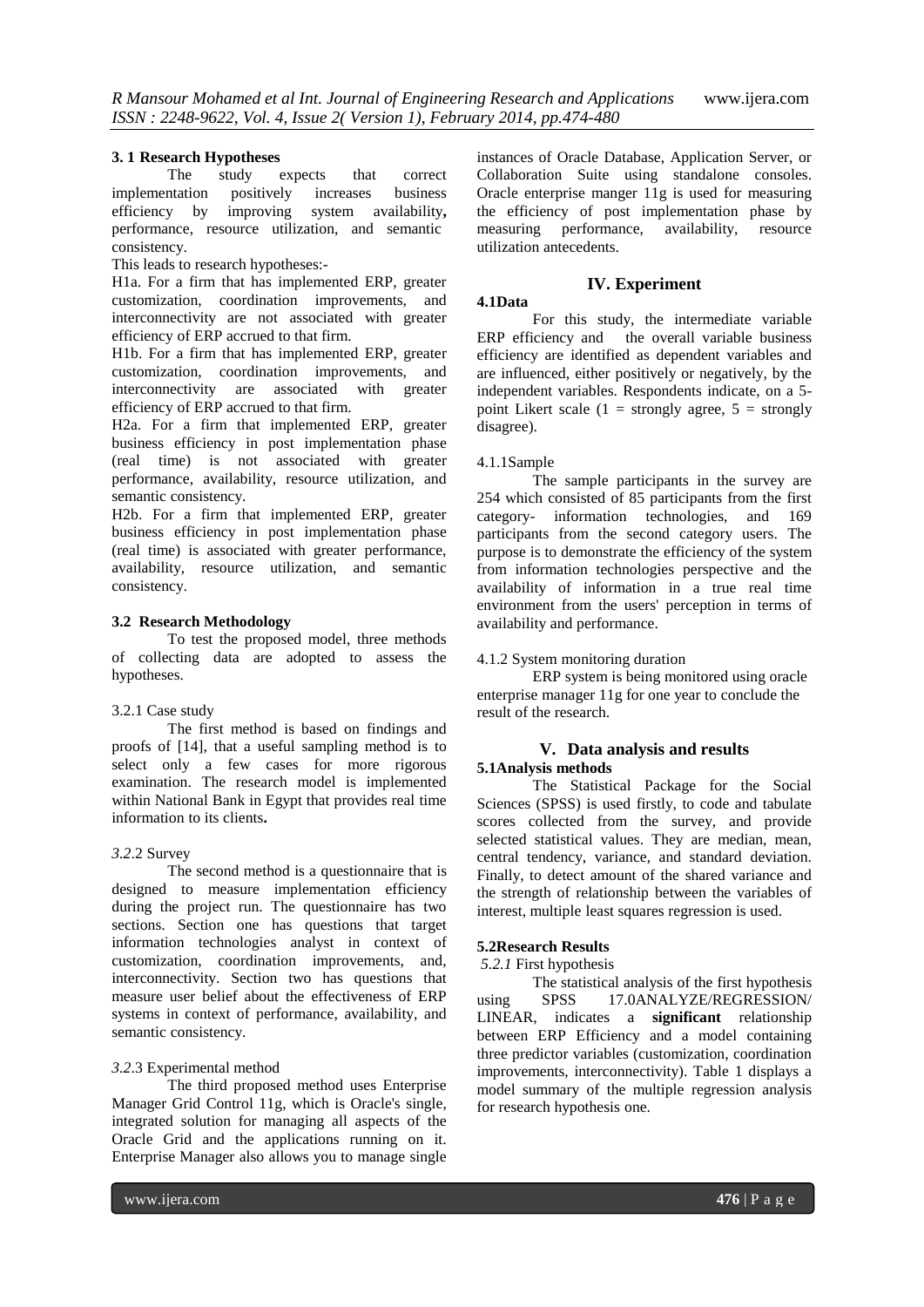### 3. 1 Research Hypotheses

The study expects that correct implementation positively increases business efficiency by improving system availability**,** performance, resource utilization, and semantic consistency.

This leads to research hypotheses:-

H1a. For a firm that has implemented ERP, greater customization, coordination improvements, and interconnectivity are not associated with greater efficiency of ERP accrued to that firm.

H1b. For a firm that has implemented ERP, greater customization, coordination improvements, and interconnectivity are associated with greater efficiency of ERP accrued to that firm.

H2a. For a firm that implemented ERP, greater business efficiency in post implementation phase (real time) is not associated with greater performance, availability, resource utilization, and semantic consistency.

H2b. For a firm that implemented ERP, greater business efficiency in post implementation phase (real time) is associated with greater performance, availability, resource utilization, and semantic consistency.

### 3.2 Research Methodology

To test the proposed model, three methods of collecting data are adopted to assess the hypotheses.

#### 3.2.1 Case study

The first method is based on findings and proofs of [14], that a useful sampling method is to select only a few cases for more rigorous examination. The research model is implemented within National Bank in Egypt that provides real time information to its clients**.**

#### *3.2.*2 Survey

The second method is a questionnaire that is designed to measure implementation efficiency during the project run. The questionnaire has two sections. Section one has questions that target information technologies analyst in context of customization, coordination improvements, and, interconnectivity. Section two has questions that measure user belief about the effectiveness of ERP systems in context of performance, availability, and semantic consistency.

#### *3.2.*3 Experimental method

The third proposed method uses Enterprise Manager Grid Control 11g, which is Oracle's single, integrated solution for managing all aspects of the Oracle Grid and the applications running on it. Enterprise Manager also allows you to manage single instances of Oracle Database, Application Server, or Collaboration Suite using standalone consoles. Oracle enterprise manger 11g is used for measuring the efficiency of post implementation phase by measuring performance, availability, resource utilization antecedents.

## IV. Experiment

### 4.1Data

For this study, the intermediate variable ERP efficiency and the overall variable business efficiency are identified as dependent variables and are influenced, either positively or negatively, by the independent variables. Respondents indicate, on a 5-point Likert scale (1 = strongly agree, 5 = strongly disagree).

#### 4.1.1Sample

The sample participants in the survey are 254 which consisted of 85 participants from the first category- information technologies, and 169 participants from the second category users. The purpose is to demonstrate the efficiency of the system from information technologies perspective and the availability of information in a true real time environment from the users' perception in terms of availability and performance.

#### 4.1.2 System monitoring duration

ERP system is being monitored using oracle enterprise manager 11g for one year to conclude the result of the research.

## V. Data analysis and results

### 5.1Analysis methods

The Statistical Package for the Social Sciences (SPSS) is used firstly, to code and tabulate scores collected from the survey, and provide selected statistical values. They are median, mean, central tendency, variance, and standard deviation. Finally, to detect amount of the shared variance and the strength of relationship between the variables of interest, multiple least squares regression is used.

### 5.2Research Results

#### *5.2.1* First hypothesis

The statistical analysis of the first hypothesis using SPSS 17.0ANALYZE/REGRESSION/ LINEAR, indicates a **significant** relationship between ERP Efficiency and a model containing three predictor variables (customization, coordination improvements, interconnectivity). Table 1 displays a model summary of the multiple regression analysis for research hypothesis one.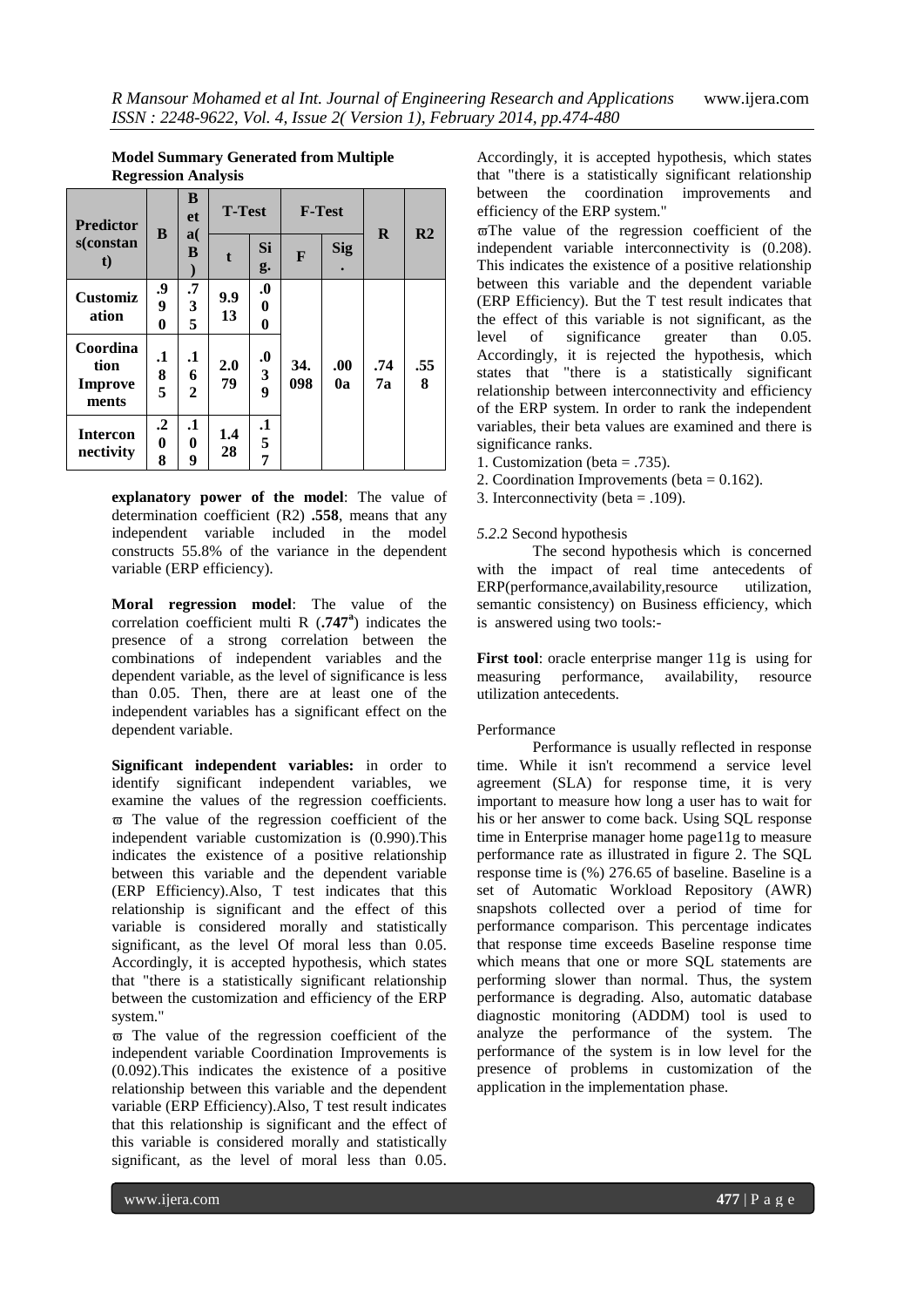**Model Summary Generated from Multiple Regression Analysis**

| Predictors(constant) | B | Beta(B) | T-Test | | F-Test | | R | R2 |
|---|---|---|---|---|---|---|---|---|
| | | | t | Sig. | F | Sig. | | |
| Customization | .990 | .735 | 9.913 | .000 | 34.098 | .000a | .747a | .558 |
| Coordination Improvements | .185 | .162 | 2.079 | .039 | | | | |
| Interconnectivity | .208 | .109 | 1.428 | .157 | | | | |

**explanatory power of the model**: The value of determination coefficient (R2) **.558**, means that any independent variable included in the model constructs 55.8% of the variance in the dependent variable (ERP efficiency).

**Moral regression model**: The value of the correlation coefficient multi R (**.747**[a]) indicates the presence of a strong correlation between the combinations of independent variables and the dependent variable, as the level of significance is less than 0.05. Then, there are at least one of the independent variables has a significant effect on the dependent variable.

**Significant independent variables:** in order to identify significant independent variables, we examine the values of the regression coefficients.

ϖ The value of the regression coefficient of the independent variable customization is (0.990).This indicates the existence of a positive relationship between this variable and the dependent variable (ERP Efficiency).Also, T test indicates that this relationship is significant and the effect of this variable is considered morally and statistically significant, as the level Of moral less than 0.05. Accordingly, it is accepted hypothesis, which states that "there is a statistically significant relationship between the customization and efficiency of the ERP system."

ϖ The value of the regression coefficient of the independent variable Coordination Improvements is (0.092).This indicates the existence of a positive relationship between this variable and the dependent variable (ERP Efficiency).Also, T test result indicates that this relationship is significant and the effect of this variable is considered morally and statistically significant, as the level of moral less than 0.05. Accordingly, it is accepted hypothesis, which states that "there is a statistically significant relationship between the coordination improvements and efficiency of the ERP system."

ϖThe value of the regression coefficient of the independent variable interconnectivity is (0.208). This indicates the existence of a positive relationship between this variable and the dependent variable (ERP Efficiency). But the T test result indicates that the effect of this variable is not significant, as the level of significance greater than 0.05. Accordingly, it is rejected the hypothesis, which states that "there is a statistically significant relationship between interconnectivity and efficiency of the ERP system. In order to rank the independent variables, their beta values are examined and there is significance ranks.

1. Customization (beta = .735).
2. Coordination Improvements (beta = 0.162).
3. Interconnectivity (beta = .109).

*5.2*.2 Second hypothesis

The second hypothesis which is concerned with the impact of real time antecedents of ERP(performance,availability,resource utilization, semantic consistency) on Business efficiency, which is answered using two tools:-

**First tool**: oracle enterprise manger 11g is using for measuring performance, availability, resource utilization antecedents.

Performance

Performance is usually reflected in response time. While it isn't recommend a service level agreement (SLA) for response time, it is very important to measure how long a user has to wait for his or her answer to come back. Using SQL response time in Enterprise manager home page11g to measure performance rate as illustrated in figure 2. The SQL response time is (%) 276.65 of baseline. Baseline is a set of Automatic Workload Repository (AWR) snapshots collected over a period of time for performance comparison. This percentage indicates that response time exceeds Baseline response time which means that one or more SQL statements are performing slower than normal. Thus, the system performance is degrading. Also, automatic database diagnostic monitoring (ADDM) tool is used to analyze the performance of the system. The performance of the system is in low level for the presence of problems in customization of the application in the implementation phase.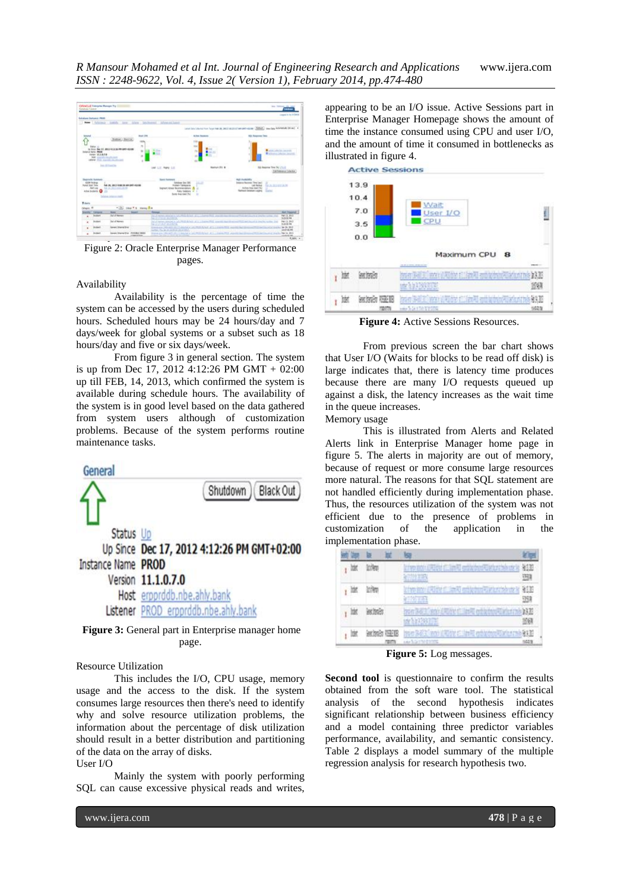Figure 2: Oracle Enterprise Manager Performance pages.

Availability

Availability is the percentage of time the system can be accessed by the users during scheduled hours. Scheduled hours may be 24 hours/day and 7 days/week for global systems or a subset such as 18 hours/day and five or six days/week.

From figure 3 in general section. The system is up from Dec 17, 2012 4:12:26 PM GMT + 02:00 up till FEB, 14, 2013, which confirmed the system is available during schedule hours. The availability of the system is in good level based on the data gathered from system users although of customization problems. Because of the system performs routine maintenance tasks.

**Figure 3:** General part in Enterprise manager home page.

Resource Utilization

This includes the I/O, CPU usage, memory usage and the access to the disk. If the system consumes large resources then there's need to identify why and solve resource utilization problems, the information about the percentage of disk utilization should result in a better distribution and partitioning of the data on the array of disks.

User I/O

Mainly the system with poorly performing SQL can cause excessive physical reads and writes, appearing to be an I/O issue. Active Sessions part in Enterprise Manager Homepage shows the amount of time the instance consumed using CPU and user I/O, and the amount of time it consumed in bottlenecks as illustrated in figure 4.

**Figure 4:** Active Sessions Resources.

From previous screen the bar chart shows that User I/O (Waits for blocks to be read off disk) is large indicates that, there is latency time produces because there are many I/O requests queued up against a disk, the latency increases as the wait time in the queue increases.

Memory usage

This is illustrated from Alerts and Related Alerts link in Enterprise Manager home page in figure 5. The alerts in majority are out of memory, because of request or more consume large resources more natural. The reasons for that SQL statement are not handled efficiently during implementation phase. Thus, the resources utilization of the system was not efficient due to the presence of problems in customization of the application in the implementation phase.

**Figure 5:** Log messages.

**Second tool** is questionnaire to confirm the results obtained from the soft ware tool. The statistical analysis of the second hypothesis finds significant relationship between business efficiency and a model containing three predictor variables performance, availability, and semantic consistency. Table 2 displays a model summary of the multiple regression analysis for research hypothesis two.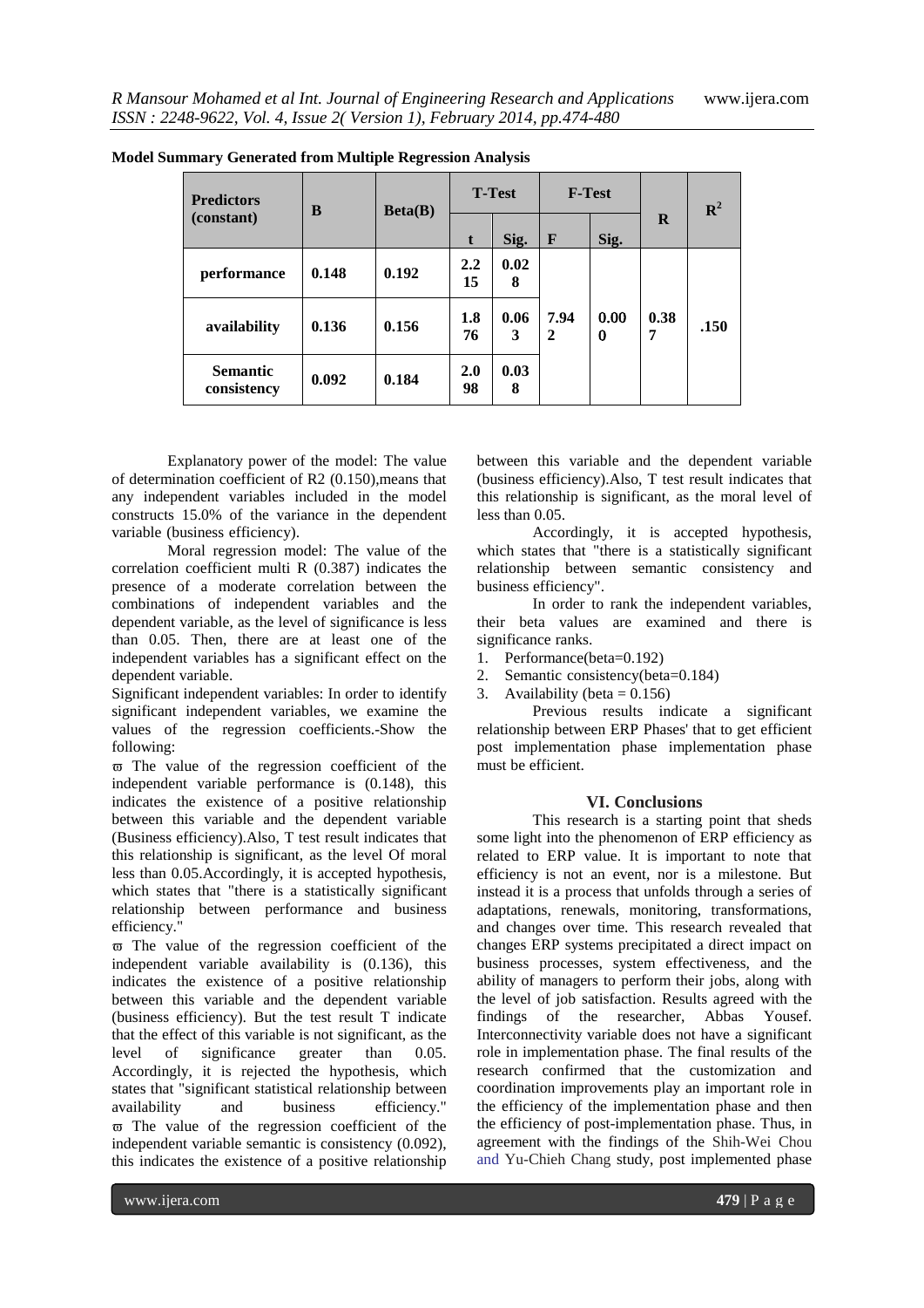**Model Summary Generated from Multiple Regression Analysis**

| Predictors (constant) | B | Beta(B) | T-Test | | F-Test | | R | $R^2$ |
|---|---|---|---|---|---|---|---|---|
| | | | t | Sig. | F | Sig. | | |
| performance | 0.148 | 0.192 | 2.215 | 0.028 | 7.942 | 0.000 | 0.387 | .150 |
| availability | 0.136 | 0.156 | 1.876 | 0.063 | | | | |
| Semantic consistency | 0.092 | 0.184 | 2.098 | 0.038 | | | | |

Explanatory power of the model: The value of determination coefficient of R2 (0.150),means that any independent variables included in the model constructs 15.0% of the variance in the dependent variable (business efficiency).

Moral regression model: The value of the correlation coefficient multi R (0.387) indicates the presence of a moderate correlation between the combinations of independent variables and the dependent variable, as the level of significance is less than 0.05. Then, there are at least one of the independent variables has a significant effect on the dependent variable.

Significant independent variables: In order to identify significant independent variables, we examine the values of the regression coefficients.-Show the following:

ϖ The value of the regression coefficient of the independent variable performance is (0.148), this indicates the existence of a positive relationship between this variable and the dependent variable (Business efficiency).Also, T test result indicates that this relationship is significant, as the level Of moral less than 0.05.Accordingly, it is accepted hypothesis, which states that "there is a statistically significant relationship between performance and business efficiency."

ϖ The value of the regression coefficient of the independent variable availability is (0.136), this indicates the existence of a positive relationship between this variable and the dependent variable (business efficiency). But the test result T indicate that the effect of this variable is not significant, as the level of significance greater than 0.05. Accordingly, it is rejected the hypothesis, which states that "significant statistical relationship between availability and business efficiency."

ϖ The value of the regression coefficient of the independent variable semantic is consistency (0.092), this indicates the existence of a positive relationship between this variable and the dependent variable (business efficiency).Also, T test result indicates that this relationship is significant, as the moral level of less than 0.05.

Accordingly, it is accepted hypothesis, which states that "there is a statistically significant relationship between semantic consistency and business efficiency".

In order to rank the independent variables, their beta values are examined and there is significance ranks.

1. Performance(beta=0.192)
2. Semantic consistency(beta=0.184)
3. Availability (beta = 0.156)

Previous results indicate a significant relationship between ERP Phases' that to get efficient post implementation phase implementation phase must be efficient.

## VI. Conclusions

This research is a starting point that sheds some light into the phenomenon of ERP efficiency as related to ERP value. It is important to note that efficiency is not an event, nor is a milestone. But instead it is a process that unfolds through a series of adaptations, renewals, monitoring, transformations, and changes over time. This research revealed that changes ERP systems precipitated a direct impact on business processes, system effectiveness, and the ability of managers to perform their jobs, along with the level of job satisfaction. Results agreed with the findings of the researcher, Abbas Yousef. Interconnectivity variable does not have a significant role in implementation phase. The final results of the research confirmed that the customization and coordination improvements play an important role in the efficiency of the implementation phase and then the efficiency of post-implementation phase. Thus, in agreement with the findings of the Shih-Wei Chou and Yu-Chieh Chang study, post implemented phase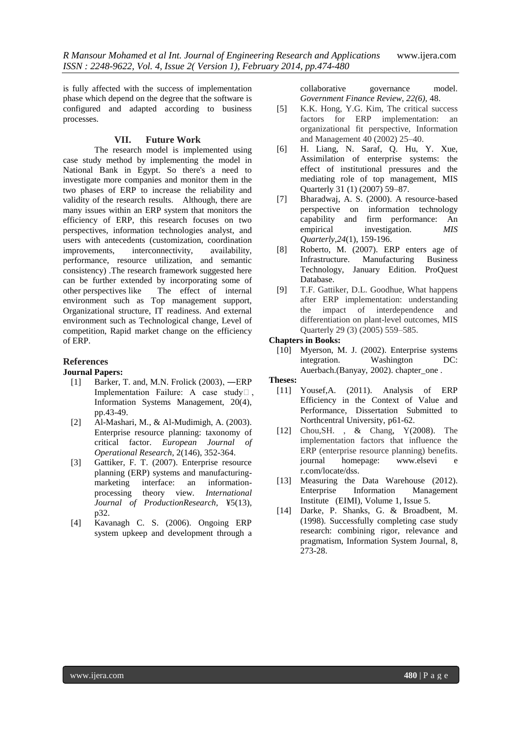is fully affected with the success of implementation phase which depend on the degree that the software is configured and adapted according to business processes.

## VII. Future Work

The research model is implemented using case study method by implementing the model in National Bank in Egypt. So there's a need to investigate more companies and monitor them in the two phases of ERP to increase the reliability and validity of the research results. Although, there are many issues within an ERP system that monitors the efficiency of ERP, this research focuses on two perspectives, information technologies analyst, and users with antecedents (customization, coordination improvements, interconnectivity, availability, performance, resource utilization, and semantic consistency) .The research framework suggested here can be further extended by incorporating some of other perspectives like The effect of internal environment such as Top management support, Organizational structure, IT readiness. And external environment such as Technological change, Level of competition, Rapid market change on the efficiency of ERP.

## References

**Journal Papers:**

- [1] Barker, T. and, M.N. Frolick (2003), ―ERP Implementation Failure: A case study, Information Systems Management, 20(4), pp.43-49.
- [2] Al-Mashari, M., & Al-Mudimigh, A. (2003). Enterprise resource planning: taxonomy of critical factor. *European Journal of Operational Research*, 2(146), 352-364.
- [3] Gattiker, F. T. (2007). Enterprise resource planning (ERP) systems and manufacturing-marketing interface: an information-processing theory view. *International Journal of ProductionResearch*, ¥5(13), p32.
- [4] Kavanagh C. S. (2006). Ongoing ERP system upkeep and development through a collaborative governance model. *Government Finance Review, 22(6)*, 48.
- [5] K.K. Hong, Y.G. Kim, The critical success factors for ERP implementation: an organizational fit perspective, Information and Management 40 (2002) 25–40.
- [6] H. Liang, N. Saraf, Q. Hu, Y. Xue, Assimilation of enterprise systems: the effect of institutional pressures and the mediating role of top management, MIS Quarterly 31 (1) (2007) 59–87.
- [7] Bharadwaj, A. S. (2000). A resource-based perspective on information technology capability and firm performance: An empirical investigation. *MIS Quarterly*,*24*(1), 159-196.
- [8] Roberto, M. (2007). ERP enters age of Infrastructure. Manufacturing Business Technology, January Edition. ProQuest Database.
- [9] T.F. Gattiker, D.L. Goodhue, What happens after ERP implementation: understanding the impact of interdependence and differentiation on plant-level outcomes, MIS Quarterly 29 (3) (2005) 559–585.

**Chapters in Books:**

- [10] Myerson, M. J. (2002). Enterprise systems integration. Washington DC: Auerbach.(Banyay, 2002). chapter_one .

**Theses:**

- [11] Yousef,A. (2011). Analysis of ERP Efficiency in the Context of Value and Performance, Dissertation Submitted to Northcentral University, p61-62.
- [12] Chou,SH. , & Chang, Y(2008). The implementation factors that influence the ERP (enterprise resource planning) benefits. journal homepage: www.elsevi e r.com/locate/dss.
- [13] Measuring the Data Warehouse (2012). Enterprise Information Management Institute (EIMI), Volume 1, Issue 5.
- [14] Darke, P. Shanks, G. & Broadbent, M. (1998). Successfully completing case study research: combining rigor, relevance and pragmatism, Information System Journal, 8, 273-28.